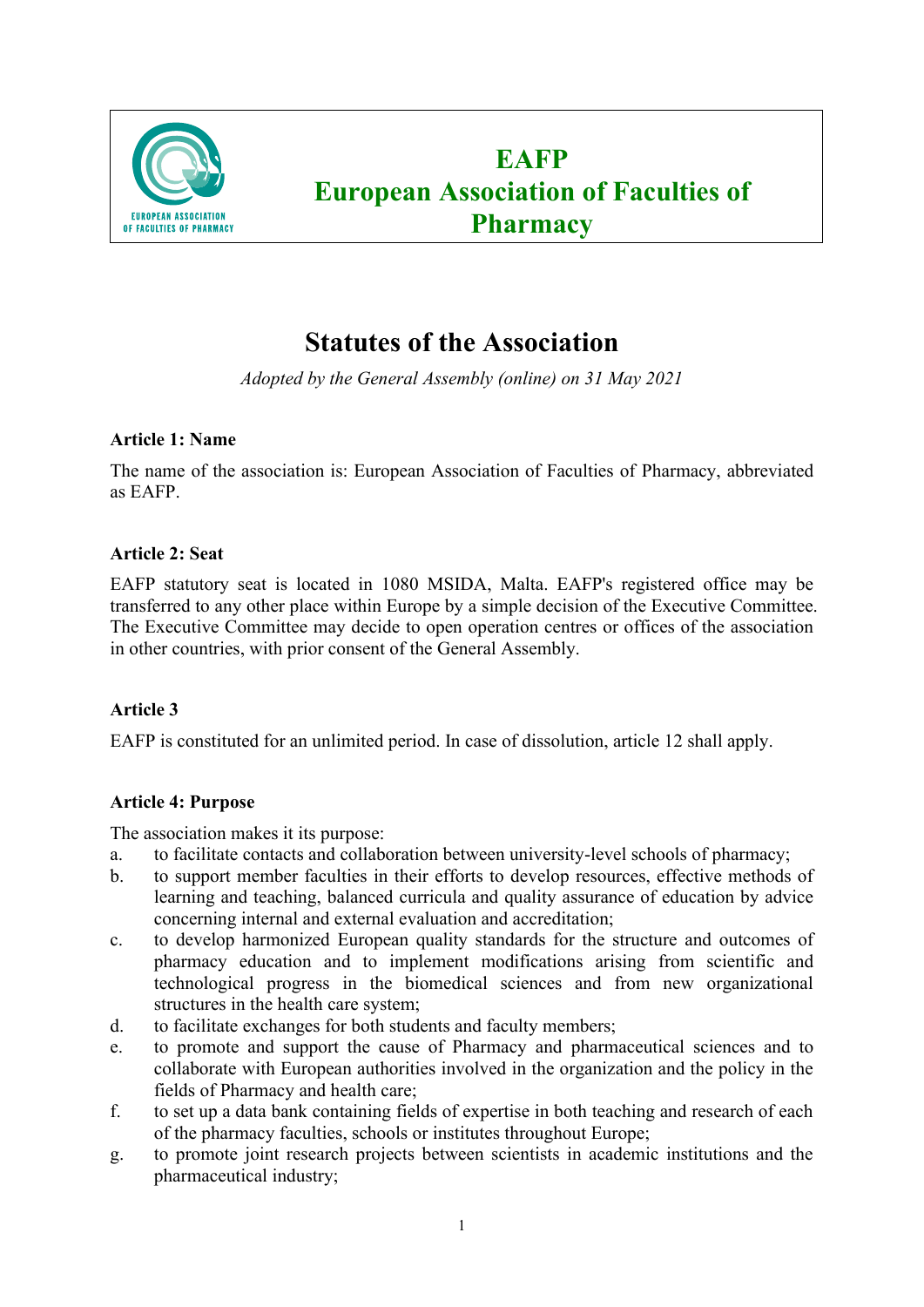# EAFP
# European Association of Faculties of Pharmacy

## Statutes of the Association

*Adopted by the General Assembly (online) on 31 May 2021*

**Article 1: Name**

The name of the association is: European Association of Faculties of Pharmacy, abbreviated as EAFP.

**Article 2: Seat**

EAFP statutory seat is located in 1080 MSIDA, Malta. EAFP's registered office may be transferred to any other place within Europe by a simple decision of the Executive Committee. The Executive Committee may decide to open operation centres or offices of the association in other countries, with prior consent of the General Assembly.

**Article 3**

EAFP is constituted for an unlimited period. In case of dissolution, article 12 shall apply.

**Article 4: Purpose**

The association makes it its purpose:

a. to facilitate contacts and collaboration between university-level schools of pharmacy;
b. to support member faculties in their efforts to develop resources, effective methods of learning and teaching, balanced curricula and quality assurance of education by advice concerning internal and external evaluation and accreditation;
c. to develop harmonized European quality standards for the structure and outcomes of pharmacy education and to implement modifications arising from scientific and technological progress in the biomedical sciences and from new organizational structures in the health care system;
d. to facilitate exchanges for both students and faculty members;
e. to promote and support the cause of Pharmacy and pharmaceutical sciences and to collaborate with European authorities involved in the organization and the policy in the fields of Pharmacy and health care;
f. to set up a data bank containing fields of expertise in both teaching and research of each of the pharmacy faculties, schools or institutes throughout Europe;
g. to promote joint research projects between scientists in academic institutions and the pharmaceutical industry;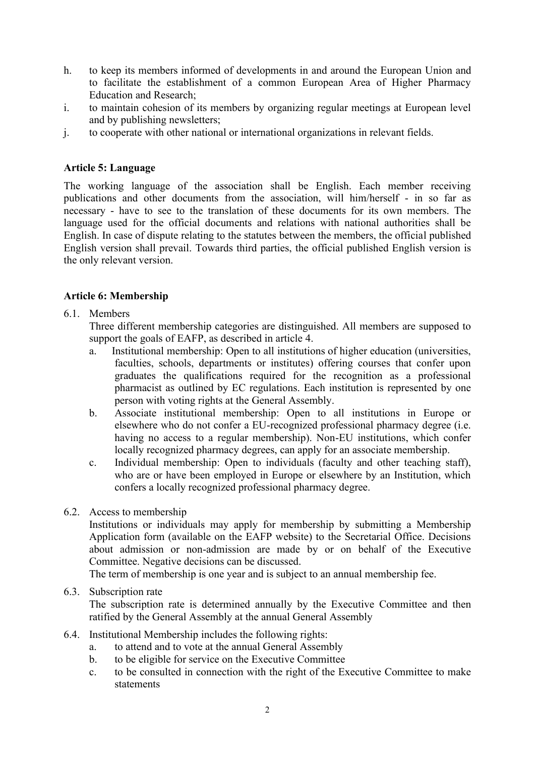h. to keep its members informed of developments in and around the European Union and to facilitate the establishment of a common European Area of Higher Pharmacy Education and Research;
i. to maintain cohesion of its members by organizing regular meetings at European level and by publishing newsletters;
j. to cooperate with other national or international organizations in relevant fields.

**Article 5: Language**

The working language of the association shall be English. Each member receiving publications and other documents from the association, will him/herself - in so far as necessary - have to see to the translation of these documents for its own members. The language used for the official documents and relations with national authorities shall be English. In case of dispute relating to the statutes between the members, the official published English version shall prevail. Towards third parties, the official published English version is the only relevant version.

**Article 6: Membership**

6.1. Members

Three different membership categories are distinguished. All members are supposed to support the goals of EAFP, as described in article 4.

a. Institutional membership: Open to all institutions of higher education (universities, faculties, schools, departments or institutes) offering courses that confer upon graduates the qualifications required for the recognition as a professional pharmacist as outlined by EC regulations. Each institution is represented by one person with voting rights at the General Assembly.
b. Associate institutional membership: Open to all institutions in Europe or elsewhere who do not confer a EU-recognized professional pharmacy degree (i.e. having no access to a regular membership). Non-EU institutions, which confer locally recognized pharmacy degrees, can apply for an associate membership.
c. Individual membership: Open to individuals (faculty and other teaching staff), who are or have been employed in Europe or elsewhere by an Institution, which confers a locally recognized professional pharmacy degree.

6.2. Access to membership

Institutions or individuals may apply for membership by submitting a Membership Application form (available on the EAFP website) to the Secretarial Office. Decisions about admission or non-admission are made by or on behalf of the Executive Committee. Negative decisions can be discussed.

The term of membership is one year and is subject to an annual membership fee.

6.3. Subscription rate

The subscription rate is determined annually by the Executive Committee and then ratified by the General Assembly at the annual General Assembly

6.4. Institutional Membership includes the following rights:

a. to attend and to vote at the annual General Assembly
b. to be eligible for service on the Executive Committee
c. to be consulted in connection with the right of the Executive Committee to make statements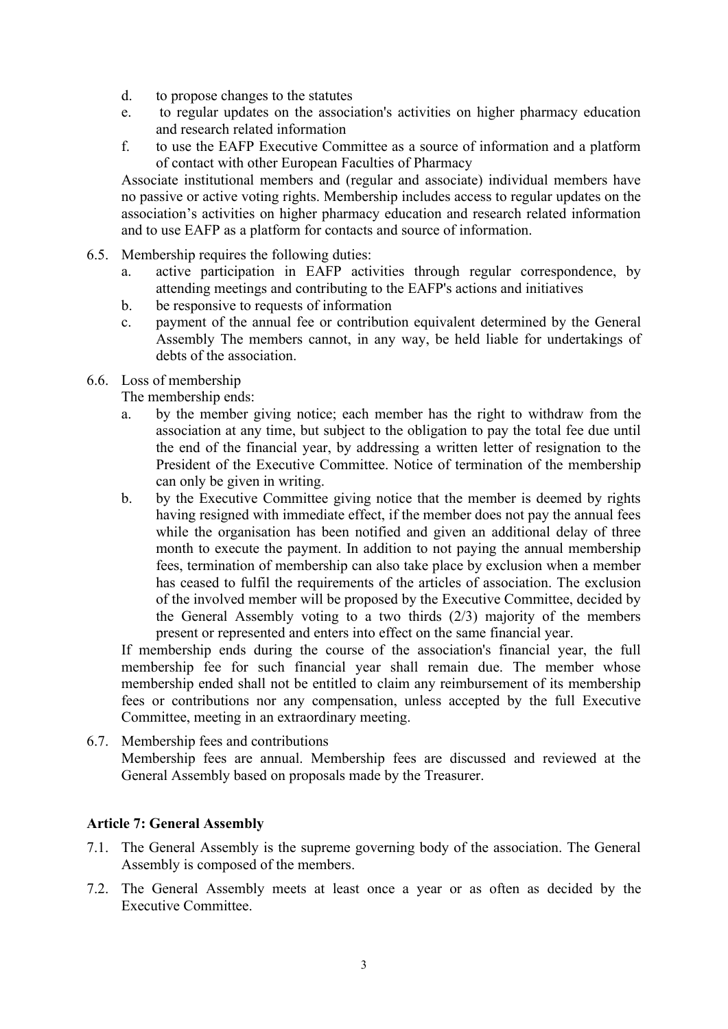d. to propose changes to the statutes
e. to regular updates on the association's activities on higher pharmacy education and research related information
f. to use the EAFP Executive Committee as a source of information and a platform of contact with other European Faculties of Pharmacy

Associate institutional members and (regular and associate) individual members have no passive or active voting rights. Membership includes access to regular updates on the association's activities on higher pharmacy education and research related information and to use EAFP as a platform for contacts and source of information.

6.5. Membership requires the following duties:

a. active participation in EAFP activities through regular correspondence, by attending meetings and contributing to the EAFP's actions and initiatives
b. be responsive to requests of information
c. payment of the annual fee or contribution equivalent determined by the General Assembly The members cannot, in any way, be held liable for undertakings of debts of the association.

6.6. Loss of membership

The membership ends:

a. by the member giving notice; each member has the right to withdraw from the association at any time, but subject to the obligation to pay the total fee due until the end of the financial year, by addressing a written letter of resignation to the President of the Executive Committee. Notice of termination of the membership can only be given in writing.
b. by the Executive Committee giving notice that the member is deemed by rights having resigned with immediate effect, if the member does not pay the annual fees while the organisation has been notified and given an additional delay of three month to execute the payment. In addition to not paying the annual membership fees, termination of membership can also take place by exclusion when a member has ceased to fulfil the requirements of the articles of association. The exclusion of the involved member will be proposed by the Executive Committee, decided by the General Assembly voting to a two thirds (2/3) majority of the members present or represented and enters into effect on the same financial year.

If membership ends during the course of the association's financial year, the full membership fee for such financial year shall remain due. The member whose membership ended shall not be entitled to claim any reimbursement of its membership fees or contributions nor any compensation, unless accepted by the full Executive Committee, meeting in an extraordinary meeting.

6.7. Membership fees and contributions

Membership fees are annual. Membership fees are discussed and reviewed at the General Assembly based on proposals made by the Treasurer.

**Article 7: General Assembly**

7.1. The General Assembly is the supreme governing body of the association. The General Assembly is composed of the members.

7.2. The General Assembly meets at least once a year or as often as decided by the Executive Committee.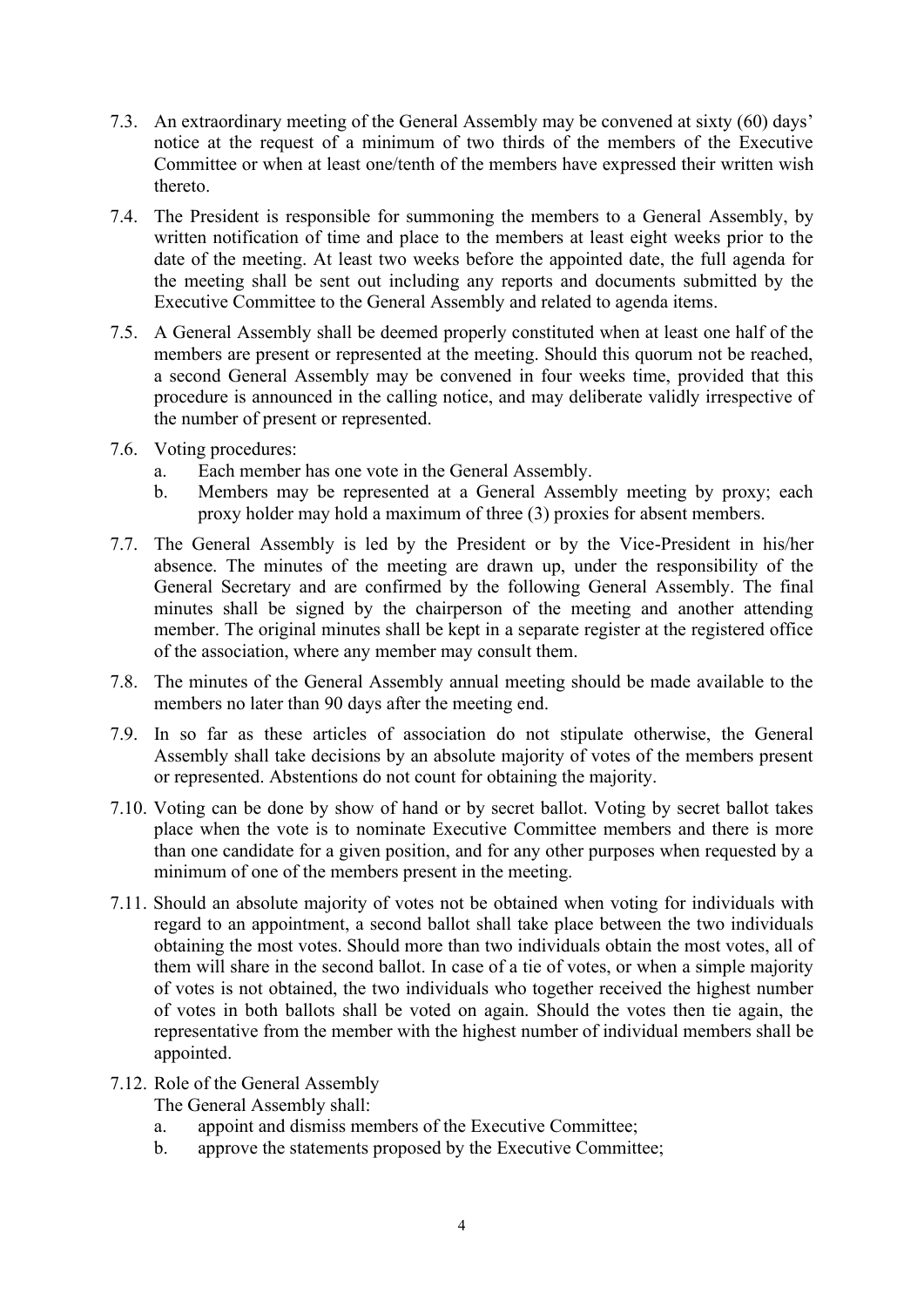7.3. An extraordinary meeting of the General Assembly may be convened at sixty (60) days' notice at the request of a minimum of two thirds of the members of the Executive Committee or when at least one/tenth of the members have expressed their written wish thereto.

7.4. The President is responsible for summoning the members to a General Assembly, by written notification of time and place to the members at least eight weeks prior to the date of the meeting. At least two weeks before the appointed date, the full agenda for the meeting shall be sent out including any reports and documents submitted by the Executive Committee to the General Assembly and related to agenda items.

7.5. A General Assembly shall be deemed properly constituted when at least one half of the members are present or represented at the meeting. Should this quorum not be reached, a second General Assembly may be convened in four weeks time, provided that this procedure is announced in the calling notice, and may deliberate validly irrespective of the number of present or represented.

7.6. Voting procedures:
   a. Each member has one vote in the General Assembly.
   b. Members may be represented at a General Assembly meeting by proxy; each proxy holder may hold a maximum of three (3) proxies for absent members.

7.7. The General Assembly is led by the President or by the Vice-President in his/her absence. The minutes of the meeting are drawn up, under the responsibility of the General Secretary and are confirmed by the following General Assembly. The final minutes shall be signed by the chairperson of the meeting and another attending member. The original minutes shall be kept in a separate register at the registered office of the association, where any member may consult them.

7.8. The minutes of the General Assembly annual meeting should be made available to the members no later than 90 days after the meeting end.

7.9. In so far as these articles of association do not stipulate otherwise, the General Assembly shall take decisions by an absolute majority of votes of the members present or represented. Abstentions do not count for obtaining the majority.

7.10. Voting can be done by show of hand or by secret ballot. Voting by secret ballot takes place when the vote is to nominate Executive Committee members and there is more than one candidate for a given position, and for any other purposes when requested by a minimum of one of the members present in the meeting.

7.11. Should an absolute majority of votes not be obtained when voting for individuals with regard to an appointment, a second ballot shall take place between the two individuals obtaining the most votes. Should more than two individuals obtain the most votes, all of them will share in the second ballot. In case of a tie of votes, or when a simple majority of votes is not obtained, the two individuals who together received the highest number of votes in both ballots shall be voted on again. Should the votes then tie again, the representative from the member with the highest number of individual members shall be appointed.

7.12. Role of the General Assembly

   The General Assembly shall:
   a. appoint and dismiss members of the Executive Committee;
   b. approve the statements proposed by the Executive Committee;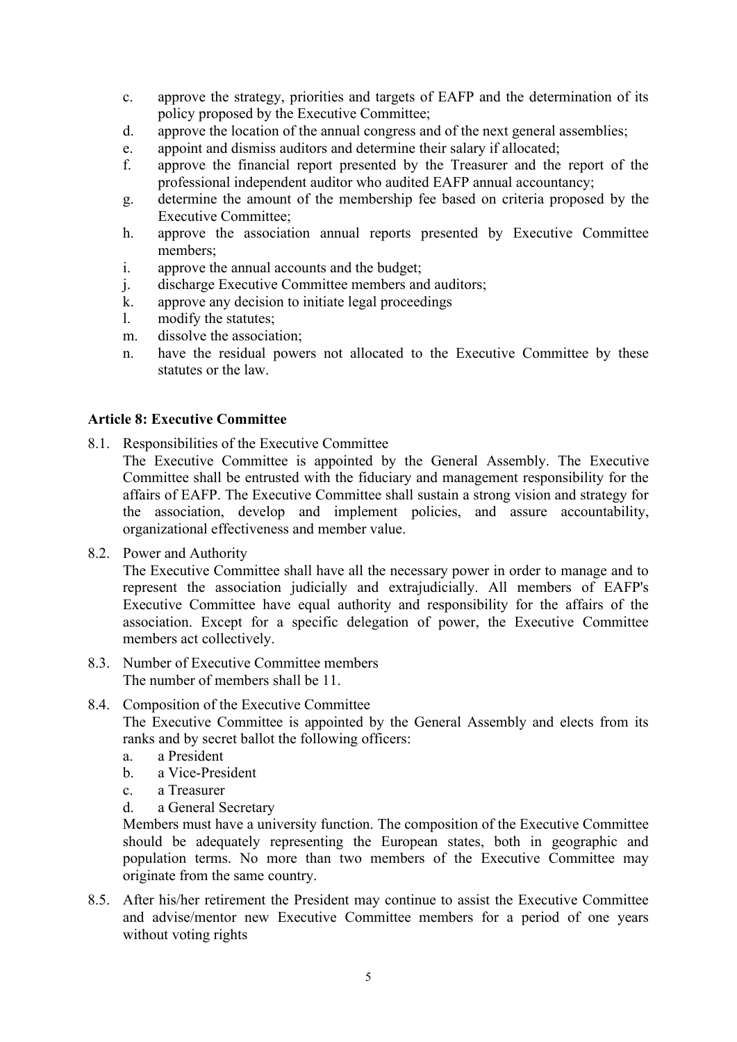c. approve the strategy, priorities and targets of EAFP and the determination of its policy proposed by the Executive Committee;
d. approve the location of the annual congress and of the next general assemblies;
e. appoint and dismiss auditors and determine their salary if allocated;
f. approve the financial report presented by the Treasurer and the report of the professional independent auditor who audited EAFP annual accountancy;
g. determine the amount of the membership fee based on criteria proposed by the Executive Committee;
h. approve the association annual reports presented by Executive Committee members;
i. approve the annual accounts and the budget;
j. discharge Executive Committee members and auditors;
k. approve any decision to initiate legal proceedings
l. modify the statutes;
m. dissolve the association;
n. have the residual powers not allocated to the Executive Committee by these statutes or the law.

**Article 8: Executive Committee**

8.1. Responsibilities of the Executive Committee

The Executive Committee is appointed by the General Assembly. The Executive Committee shall be entrusted with the fiduciary and management responsibility for the affairs of EAFP. The Executive Committee shall sustain a strong vision and strategy for the association, develop and implement policies, and assure accountability, organizational effectiveness and member value.

8.2. Power and Authority

The Executive Committee shall have all the necessary power in order to manage and to represent the association judicially and extrajudicially. All members of EAFP's Executive Committee have equal authority and responsibility for the affairs of the association. Except for a specific delegation of power, the Executive Committee members act collectively.

8.3. Number of Executive Committee members

The number of members shall be 11.

8.4. Composition of the Executive Committee

The Executive Committee is appointed by the General Assembly and elects from its ranks and by secret ballot the following officers:

a. a President
b. a Vice-President
c. a Treasurer
d. a General Secretary

Members must have a university function. The composition of the Executive Committee should be adequately representing the European states, both in geographic and population terms. No more than two members of the Executive Committee may originate from the same country.

8.5. After his/her retirement the President may continue to assist the Executive Committee and advise/mentor new Executive Committee members for a period of one years without voting rights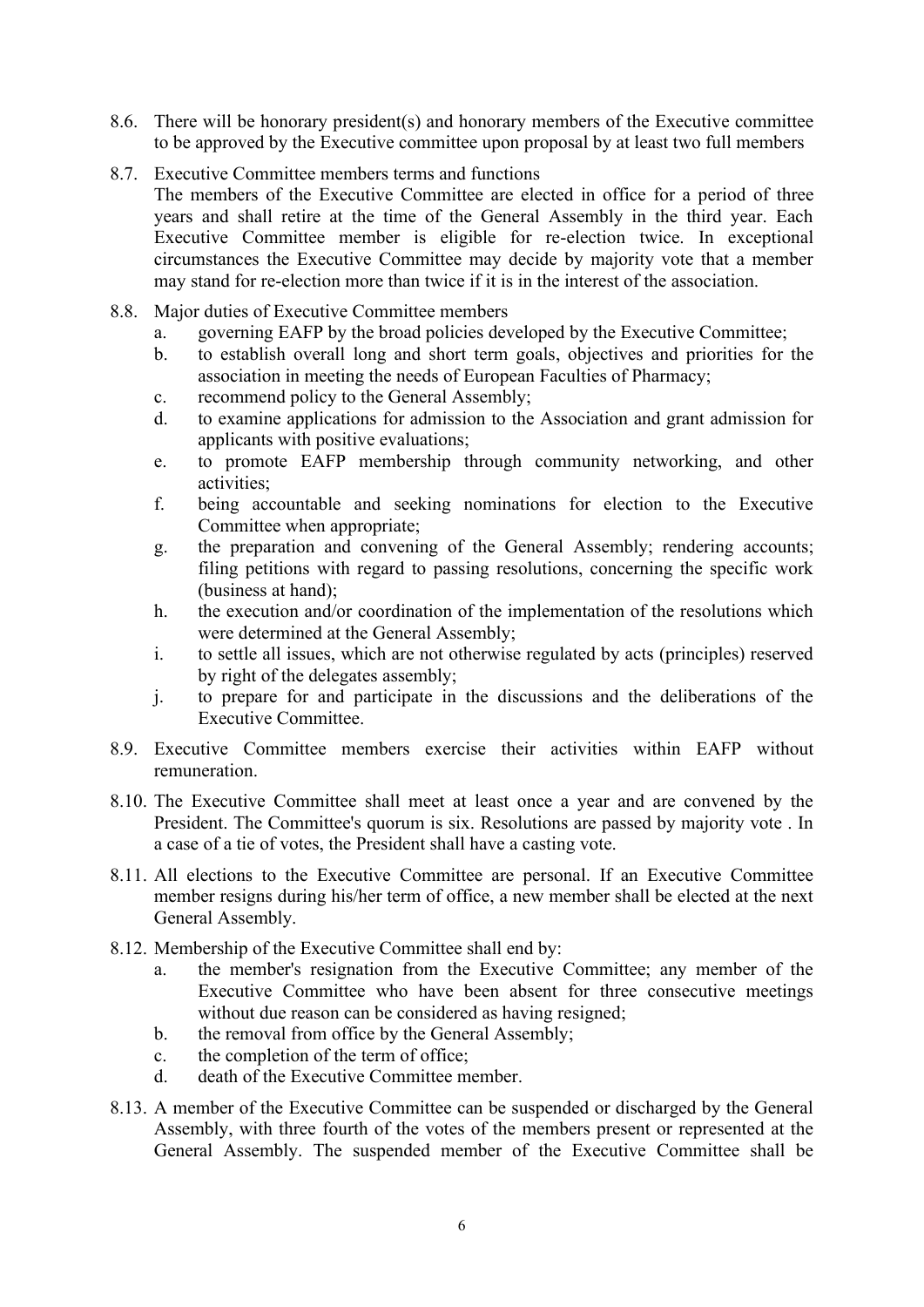8.6. There will be honorary president(s) and honorary members of the Executive committee to be approved by the Executive committee upon proposal by at least two full members

8.7. Executive Committee members terms and functions
The members of the Executive Committee are elected in office for a period of three years and shall retire at the time of the General Assembly in the third year. Each Executive Committee member is eligible for re-election twice. In exceptional circumstances the Executive Committee may decide by majority vote that a member may stand for re-election more than twice if it is in the interest of the association.

8.8. Major duties of Executive Committee members
   a. governing EAFP by the broad policies developed by the Executive Committee;
   b. to establish overall long and short term goals, objectives and priorities for the association in meeting the needs of European Faculties of Pharmacy;
   c. recommend policy to the General Assembly;
   d. to examine applications for admission to the Association and grant admission for applicants with positive evaluations;
   e. to promote EAFP membership through community networking, and other activities;
   f. being accountable and seeking nominations for election to the Executive Committee when appropriate;
   g. the preparation and convening of the General Assembly; rendering accounts; filing petitions with regard to passing resolutions, concerning the specific work (business at hand);
   h. the execution and/or coordination of the implementation of the resolutions which were determined at the General Assembly;
   i. to settle all issues, which are not otherwise regulated by acts (principles) reserved by right of the delegates assembly;
   j. to prepare for and participate in the discussions and the deliberations of the Executive Committee.

8.9. Executive Committee members exercise their activities within EAFP without remuneration.

8.10. The Executive Committee shall meet at least once a year and are convened by the President. The Committee's quorum is six. Resolutions are passed by majority vote . In a case of a tie of votes, the President shall have a casting vote.

8.11. All elections to the Executive Committee are personal. If an Executive Committee member resigns during his/her term of office, a new member shall be elected at the next General Assembly.

8.12. Membership of the Executive Committee shall end by:
   a. the member's resignation from the Executive Committee; any member of the Executive Committee who have been absent for three consecutive meetings without due reason can be considered as having resigned;
   b. the removal from office by the General Assembly;
   c. the completion of the term of office;
   d. death of the Executive Committee member.

8.13. A member of the Executive Committee can be suspended or discharged by the General Assembly, with three fourth of the votes of the members present or represented at the General Assembly. The suspended member of the Executive Committee shall be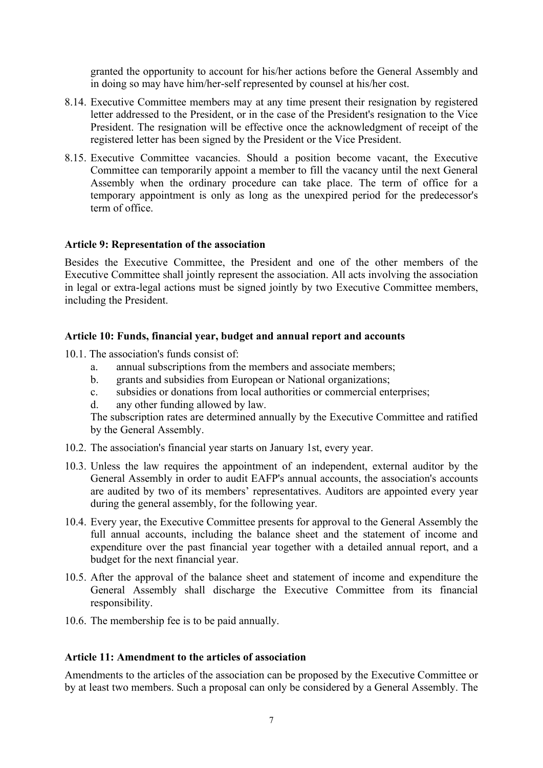granted the opportunity to account for his/her actions before the General Assembly and in doing so may have him/her-self represented by counsel at his/her cost.

8.14. Executive Committee members may at any time present their resignation by registered letter addressed to the President, or in the case of the President's resignation to the Vice President. The resignation will be effective once the acknowledgment of receipt of the registered letter has been signed by the President or the Vice President.

8.15. Executive Committee vacancies. Should a position become vacant, the Executive Committee can temporarily appoint a member to fill the vacancy until the next General Assembly when the ordinary procedure can take place. The term of office for a temporary appointment is only as long as the unexpired period for the predecessor's term of office.

**Article 9: Representation of the association**

Besides the Executive Committee, the President and one of the other members of the Executive Committee shall jointly represent the association. All acts involving the association in legal or extra-legal actions must be signed jointly by two Executive Committee members, including the President.

**Article 10: Funds, financial year, budget and annual report and accounts**

10.1. The association's funds consist of:

a. annual subscriptions from the members and associate members;

b. grants and subsidies from European or National organizations;

c. subsidies or donations from local authorities or commercial enterprises;

d. any other funding allowed by law.

The subscription rates are determined annually by the Executive Committee and ratified by the General Assembly.

10.2. The association's financial year starts on January 1st, every year.

10.3. Unless the law requires the appointment of an independent, external auditor by the General Assembly in order to audit EAFP's annual accounts, the association's accounts are audited by two of its members' representatives. Auditors are appointed every year during the general assembly, for the following year.

10.4. Every year, the Executive Committee presents for approval to the General Assembly the full annual accounts, including the balance sheet and the statement of income and expenditure over the past financial year together with a detailed annual report, and a budget for the next financial year.

10.5. After the approval of the balance sheet and statement of income and expenditure the General Assembly shall discharge the Executive Committee from its financial responsibility.

10.6. The membership fee is to be paid annually.

**Article 11: Amendment to the articles of association**

Amendments to the articles of the association can be proposed by the Executive Committee or by at least two members. Such a proposal can only be considered by a General Assembly. The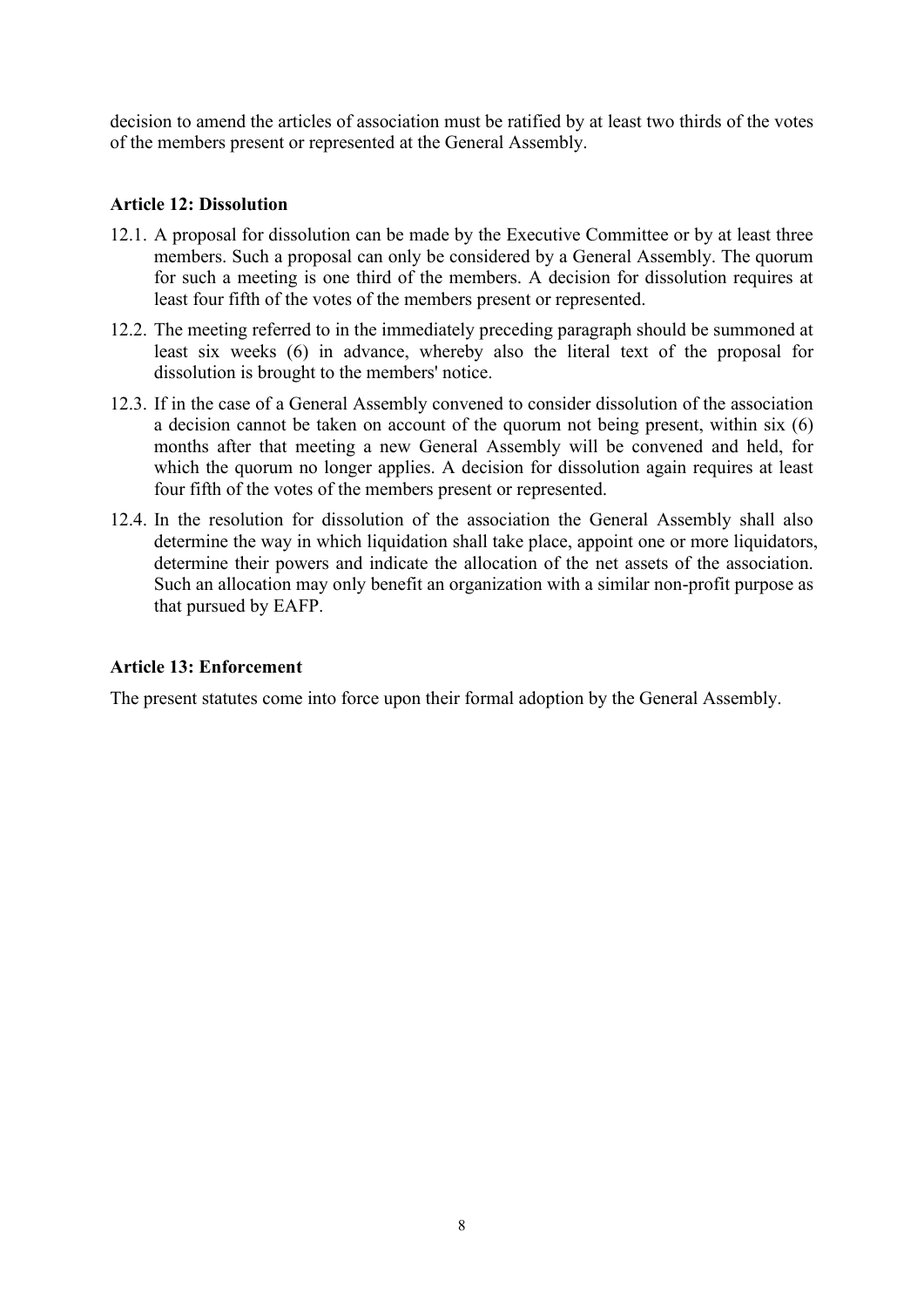decision to amend the articles of association must be ratified by at least two thirds of the votes of the members present or represented at the General Assembly.

### Article 12: Dissolution

12.1. A proposal for dissolution can be made by the Executive Committee or by at least three members. Such a proposal can only be considered by a General Assembly. The quorum for such a meeting is one third of the members. A decision for dissolution requires at least four fifth of the votes of the members present or represented.

12.2. The meeting referred to in the immediately preceding paragraph should be summoned at least six weeks (6) in advance, whereby also the literal text of the proposal for dissolution is brought to the members' notice.

12.3. If in the case of a General Assembly convened to consider dissolution of the association a decision cannot be taken on account of the quorum not being present, within six (6) months after that meeting a new General Assembly will be convened and held, for which the quorum no longer applies. A decision for dissolution again requires at least four fifth of the votes of the members present or represented.

12.4. In the resolution for dissolution of the association the General Assembly shall also determine the way in which liquidation shall take place, appoint one or more liquidators, determine their powers and indicate the allocation of the net assets of the association. Such an allocation may only benefit an organization with a similar non-profit purpose as that pursued by EAFP.

### Article 13: Enforcement

The present statutes come into force upon their formal adoption by the General Assembly.